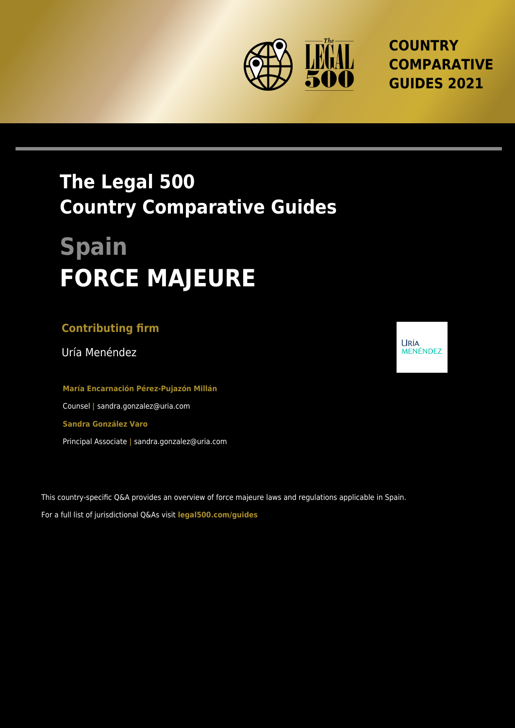COUNTRY COMPARATIVE GUIDES 2021

# The Legal 500 Country Comparative Guides

# Spain

# FORCE MAJEURE

**Contributing firm**

Uría Menéndez

**María Encarnación Pérez-Pujazón Millán**

Counsel | sandra.gonzalez@uria.com

**Sandra González Varo**

Principal Associate | sandra.gonzalez@uria.com

This country-specific Q&A provides an overview of force majeure laws and regulations applicable in Spain.

For a full list of jurisdictional Q&As visit **legal500.com/guides**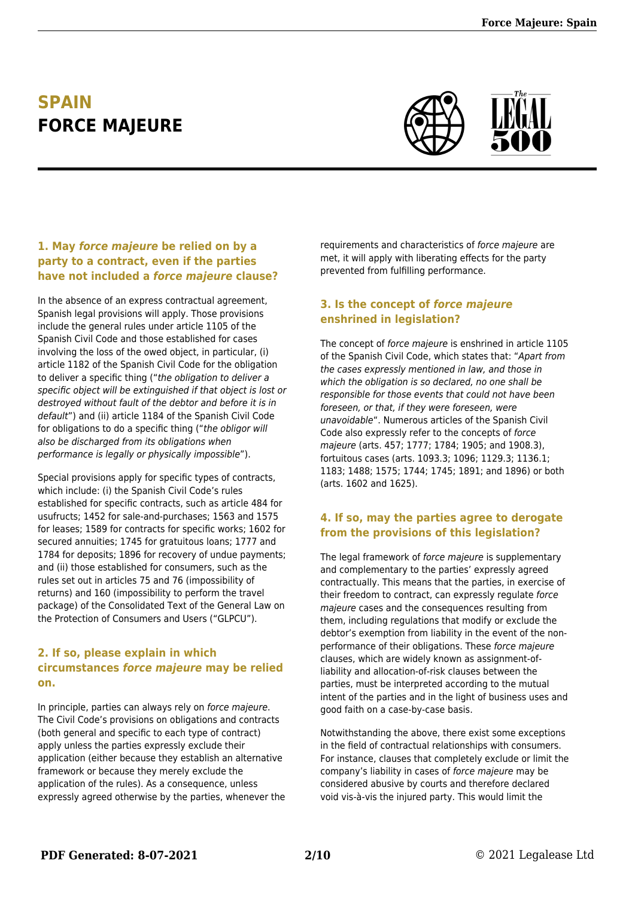# SPAIN
# FORCE MAJEURE

### 1. May *force majeure* be relied on by a party to a contract, even if the parties have not included a *force majeure* clause?

In the absence of an express contractual agreement, Spanish legal provisions will apply. Those provisions include the general rules under article 1105 of the Spanish Civil Code and those established for cases involving the loss of the owed object, in particular, (i) article 1182 of the Spanish Civil Code for the obligation to deliver a specific thing ("*the obligation to deliver a specific object will be extinguished if that object is lost or destroyed without fault of the debtor and before it is in default*") and (ii) article 1184 of the Spanish Civil Code for obligations to do a specific thing ("*the obligor will also be discharged from its obligations when performance is legally or physically impossible*").

Special provisions apply for specific types of contracts, which include: (i) the Spanish Civil Code's rules established for specific contracts, such as article 484 for usufructs; 1452 for sale-and-purchases; 1563 and 1575 for leases; 1589 for contracts for specific works; 1602 for secured annuities; 1745 for gratuitous loans; 1777 and 1784 for deposits; 1896 for recovery of undue payments; and (ii) those established for consumers, such as the rules set out in articles 75 and 76 (impossibility of returns) and 160 (impossibility to perform the travel package) of the Consolidated Text of the General Law on the Protection of Consumers and Users ("GLPCU").

### 2. If so, please explain in which circumstances *force majeure* may be relied on.

In principle, parties can always rely on *force majeure*. The Civil Code's provisions on obligations and contracts (both general and specific to each type of contract) apply unless the parties expressly exclude their application (either because they establish an alternative framework or because they merely exclude the application of the rules). As a consequence, unless expressly agreed otherwise by the parties, whenever the requirements and characteristics of *force majeure* are met, it will apply with liberating effects for the party prevented from fulfilling performance.

### 3. Is the concept of *force majeure* enshrined in legislation?

The concept of *force majeure* is enshrined in article 1105 of the Spanish Civil Code, which states that: "*Apart from the cases expressly mentioned in law, and those in which the obligation is so declared, no one shall be responsible for those events that could not have been foreseen, or that, if they were foreseen, were unavoidable*". Numerous articles of the Spanish Civil Code also expressly refer to the concepts of *force majeure* (arts. 457; 1777; 1784; 1905; and 1908.3), fortuitous cases (arts. 1093.3; 1096; 1129.3; 1136.1; 1183; 1488; 1575; 1744; 1745; 1891; and 1896) or both (arts. 1602 and 1625).

### 4. If so, may the parties agree to derogate from the provisions of this legislation?

The legal framework of *force majeure* is supplementary and complementary to the parties' expressly agreed contractually. This means that the parties, in exercise of their freedom to contract, can expressly regulate *force majeure* cases and the consequences resulting from them, including regulations that modify or exclude the debtor's exemption from liability in the event of the non-performance of their obligations. These *force majeure* clauses, which are widely known as assignment-of-liability and allocation-of-risk clauses between the parties, must be interpreted according to the mutual intent of the parties and in the light of business uses and good faith on a case-by-case basis.

Notwithstanding the above, there exist some exceptions in the field of contractual relationships with consumers. For instance, clauses that completely exclude or limit the company's liability in cases of *force majeure* may be considered abusive by courts and therefore declared void vis-à-vis the injured party. This would limit the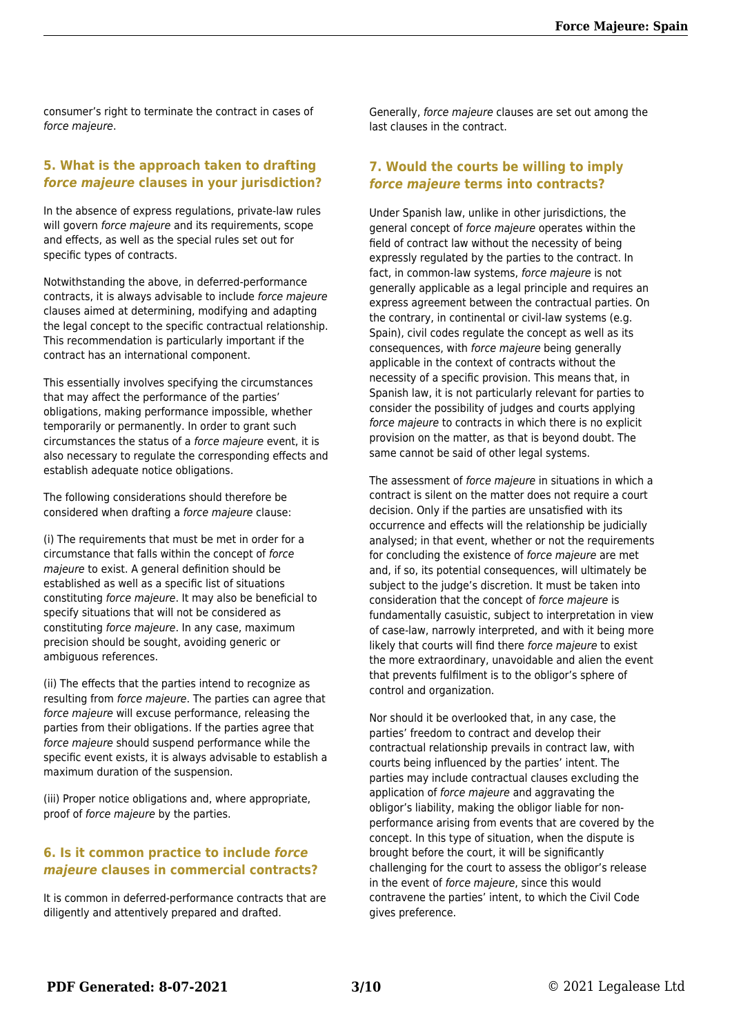consumer's right to terminate the contract in cases of *force majeure*.

## 5. What is the approach taken to drafting *force majeure* clauses in your jurisdiction?

In the absence of express regulations, private-law rules will govern *force majeure* and its requirements, scope and effects, as well as the special rules set out for specific types of contracts.

Notwithstanding the above, in deferred-performance contracts, it is always advisable to include *force majeure* clauses aimed at determining, modifying and adapting the legal concept to the specific contractual relationship. This recommendation is particularly important if the contract has an international component.

This essentially involves specifying the circumstances that may affect the performance of the parties' obligations, making performance impossible, whether temporarily or permanently. In order to grant such circumstances the status of a *force majeure* event, it is also necessary to regulate the corresponding effects and establish adequate notice obligations.

The following considerations should therefore be considered when drafting a *force majeure* clause:

(i) The requirements that must be met in order for a circumstance that falls within the concept of *force majeure* to exist. A general definition should be established as well as a specific list of situations constituting *force majeure*. It may also be beneficial to specify situations that will not be considered as constituting *force majeure*. In any case, maximum precision should be sought, avoiding generic or ambiguous references.

(ii) The effects that the parties intend to recognize as resulting from *force majeure*. The parties can agree that *force majeure* will excuse performance, releasing the parties from their obligations. If the parties agree that *force majeure* should suspend performance while the specific event exists, it is always advisable to establish a maximum duration of the suspension.

(iii) Proper notice obligations and, where appropriate, proof of *force majeure* by the parties.

## 6. Is it common practice to include *force majeure* clauses in commercial contracts?

It is common in deferred-performance contracts that are diligently and attentively prepared and drafted.

Generally, *force majeure* clauses are set out among the last clauses in the contract.

## 7. Would the courts be willing to imply *force majeure* terms into contracts?

Under Spanish law, unlike in other jurisdictions, the general concept of *force majeure* operates within the field of contract law without the necessity of being expressly regulated by the parties to the contract. In fact, in common-law systems, *force majeure* is not generally applicable as a legal principle and requires an express agreement between the contractual parties. On the contrary, in continental or civil-law systems (e.g. Spain), civil codes regulate the concept as well as its consequences, with *force majeure* being generally applicable in the context of contracts without the necessity of a specific provision. This means that, in Spanish law, it is not particularly relevant for parties to consider the possibility of judges and courts applying *force majeure* to contracts in which there is no explicit provision on the matter, as that is beyond doubt. The same cannot be said of other legal systems.

The assessment of *force majeure* in situations in which a contract is silent on the matter does not require a court decision. Only if the parties are unsatisfied with its occurrence and effects will the relationship be judicially analysed; in that event, whether or not the requirements for concluding the existence of *force majeure* are met and, if so, its potential consequences, will ultimately be subject to the judge's discretion. It must be taken into consideration that the concept of *force majeure* is fundamentally casuistic, subject to interpretation in view of case-law, narrowly interpreted, and with it being more likely that courts will find there *force majeure* to exist the more extraordinary, unavoidable and alien the event that prevents fulfilment is to the obligor's sphere of control and organization.

Nor should it be overlooked that, in any case, the parties' freedom to contract and develop their contractual relationship prevails in contract law, with courts being influenced by the parties' intent. The parties may include contractual clauses excluding the application of *force majeure* and aggravating the obligor's liability, making the obligor liable for non-performance arising from events that are covered by the concept. In this type of situation, when the dispute is brought before the court, it will be significantly challenging for the court to assess the obligor's release in the event of *force majeure*, since this would contravene the parties' intent, to which the Civil Code gives preference.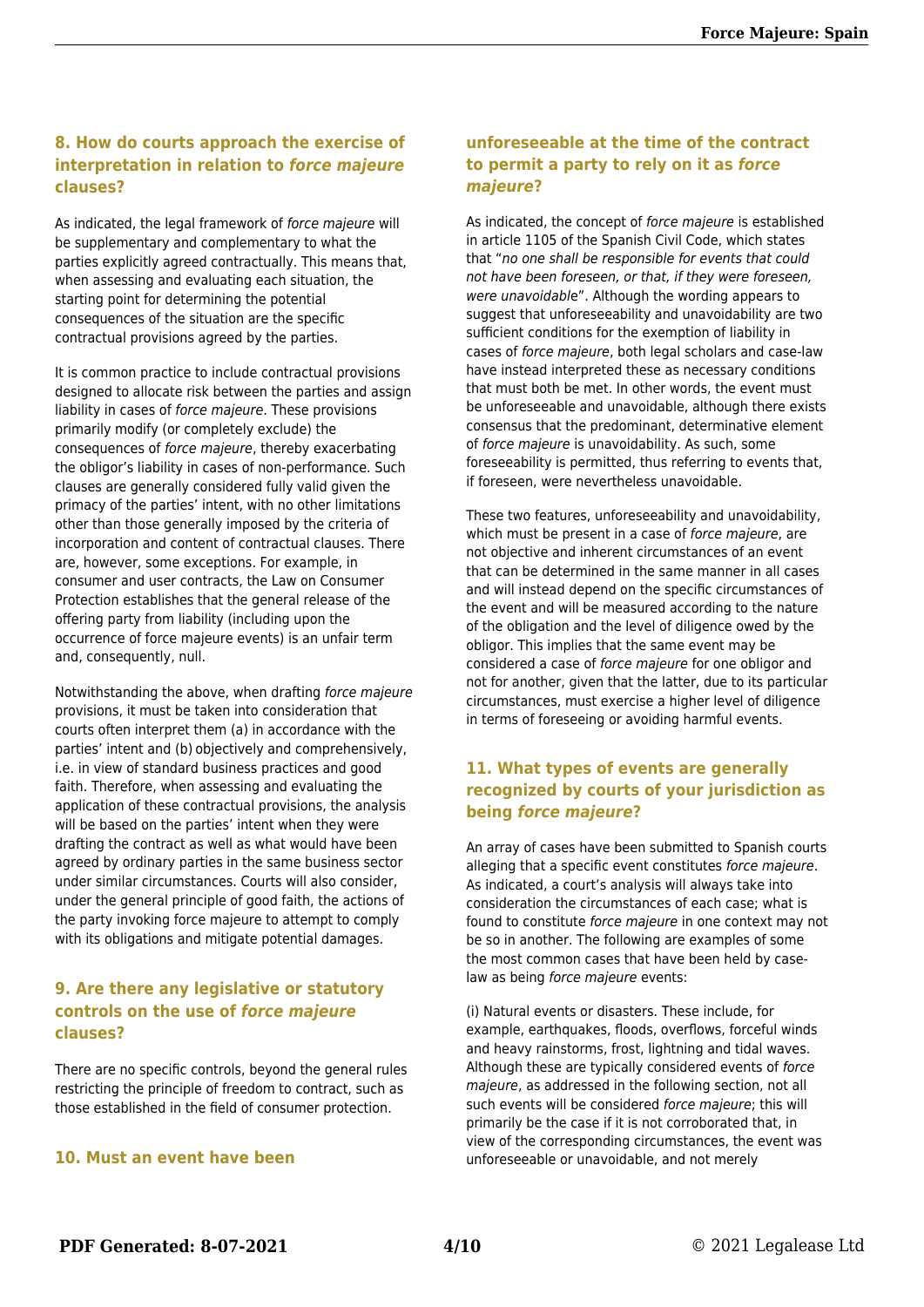### 8. How do courts approach the exercise of interpretation in relation to *force majeure* clauses?

As indicated, the legal framework of *force majeure* will be supplementary and complementary to what the parties explicitly agreed contractually. This means that, when assessing and evaluating each situation, the starting point for determining the potential consequences of the situation are the specific contractual provisions agreed by the parties.

It is common practice to include contractual provisions designed to allocate risk between the parties and assign liability in cases of *force majeure*. These provisions primarily modify (or completely exclude) the consequences of *force majeure*, thereby exacerbating the obligor's liability in cases of non-performance. Such clauses are generally considered fully valid given the primacy of the parties' intent, with no other limitations other than those generally imposed by the criteria of incorporation and content of contractual clauses. There are, however, some exceptions. For example, in consumer and user contracts, the Law on Consumer Protection establishes that the general release of the offering party from liability (including upon the occurrence of force majeure events) is an unfair term and, consequently, null.

Notwithstanding the above, when drafting *force majeure* provisions, it must be taken into consideration that courts often interpret them (a) in accordance with the parties' intent and (b) objectively and comprehensively, i.e. in view of standard business practices and good faith. Therefore, when assessing and evaluating the application of these contractual provisions, the analysis will be based on the parties' intent when they were drafting the contract as well as what would have been agreed by ordinary parties in the same business sector under similar circumstances. Courts will also consider, under the general principle of good faith, the actions of the party invoking force majeure to attempt to comply with its obligations and mitigate potential damages.

### 9. Are there any legislative or statutory controls on the use of *force majeure* clauses?

There are no specific controls, beyond the general rules restricting the principle of freedom to contract, such as those established in the field of consumer protection.

### 10. Must an event have been unforeseeable at the time of the contract to permit a party to rely on it as *force majeure*?

As indicated, the concept of *force majeure* is established in article 1105 of the Spanish Civil Code, which states that "*no one shall be responsible for events that could not have been foreseen, or that, if they were foreseen, were unavoidable*". Although the wording appears to suggest that unforeseeability and unavoidability are two sufficient conditions for the exemption of liability in cases of *force majeure*, both legal scholars and case-law have instead interpreted these as necessary conditions that must both be met. In other words, the event must be unforeseeable and unavoidable, although there exists consensus that the predominant, determinative element of *force majeure* is unavoidability. As such, some foreseeability is permitted, thus referring to events that, if foreseen, were nevertheless unavoidable.

These two features, unforeseeability and unavoidability, which must be present in a case of *force majeure*, are not objective and inherent circumstances of an event that can be determined in the same manner in all cases and will instead depend on the specific circumstances of the event and will be measured according to the nature of the obligation and the level of diligence owed by the obligor. This implies that the same event may be considered a case of *force majeure* for one obligor and not for another, given that the latter, due to its particular circumstances, must exercise a higher level of diligence in terms of foreseeing or avoiding harmful events.

### 11. What types of events are generally recognized by courts of your jurisdiction as being *force majeure*?

An array of cases have been submitted to Spanish courts alleging that a specific event constitutes *force majeure*. As indicated, a court's analysis will always take into consideration the circumstances of each case; what is found to constitute *force majeure* in one context may not be so in another. The following are examples of some the most common cases that have been held by case-law as being *force majeure* events:

(i) Natural events or disasters. These include, for example, earthquakes, floods, overflows, forceful winds and heavy rainstorms, frost, lightning and tidal waves. Although these are typically considered events of *force majeure*, as addressed in the following section, not all such events will be considered *force majeure*; this will primarily be the case if it is not corroborated that, in view of the corresponding circumstances, the event was unforeseeable or unavoidable, and not merely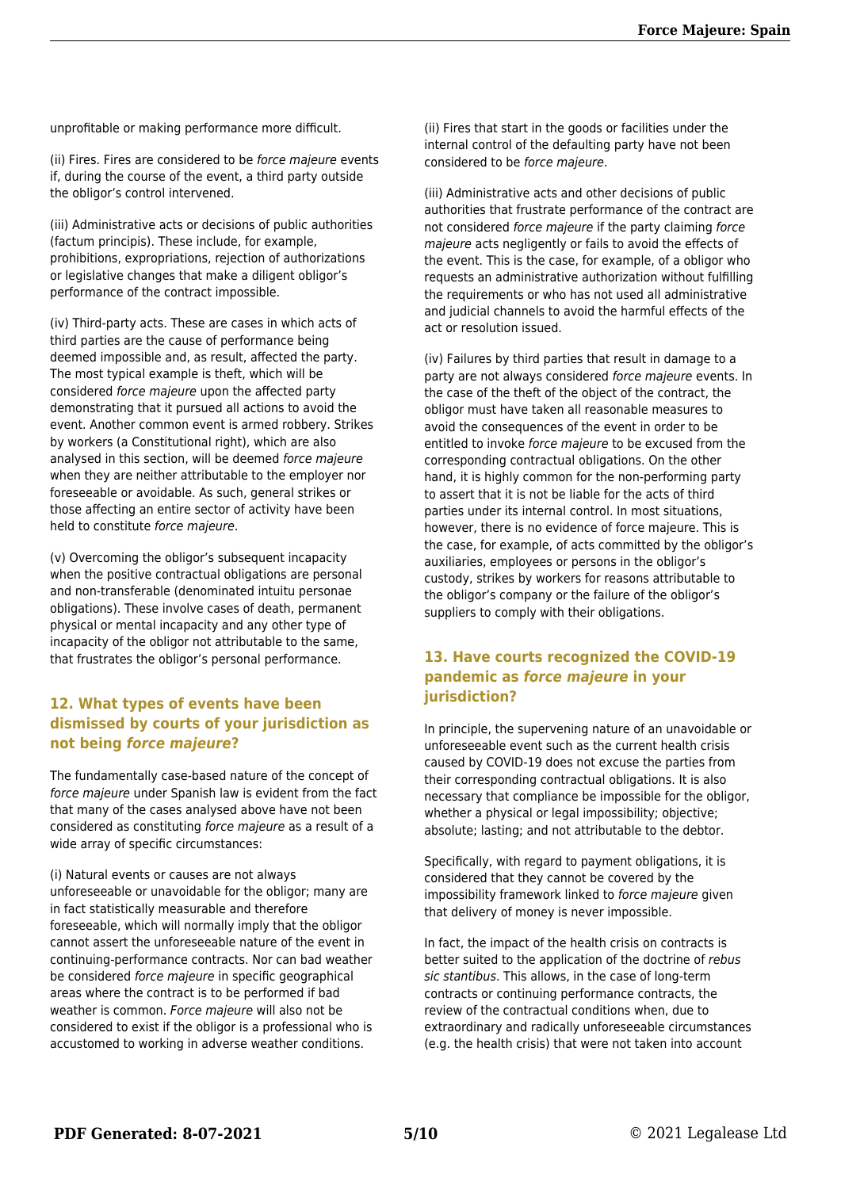unprofitable or making performance more difficult.

(ii) Fires. Fires are considered to be *force majeure* events if, during the course of the event, a third party outside the obligor's control intervened.

(iii) Administrative acts or decisions of public authorities (factum principis). These include, for example, prohibitions, expropriations, rejection of authorizations or legislative changes that make a diligent obligor's performance of the contract impossible.

(iv) Third-party acts. These are cases in which acts of third parties are the cause of performance being deemed impossible and, as result, affected the party. The most typical example is theft, which will be considered *force majeure* upon the affected party demonstrating that it pursued all actions to avoid the event. Another common event is armed robbery. Strikes by workers (a Constitutional right), which are also analysed in this section, will be deemed *force majeure* when they are neither attributable to the employer nor foreseeable or avoidable. As such, general strikes or those affecting an entire sector of activity have been held to constitute *force majeure*.

(v) Overcoming the obligor's subsequent incapacity when the positive contractual obligations are personal and non-transferable (denominated intuitu personae obligations). These involve cases of death, permanent physical or mental incapacity and any other type of incapacity of the obligor not attributable to the same, that frustrates the obligor's personal performance.

## 12. What types of events have been dismissed by courts of your jurisdiction as not being *force majeure*?

The fundamentally case-based nature of the concept of *force majeure* under Spanish law is evident from the fact that many of the cases analysed above have not been considered as constituting *force majeure* as a result of a wide array of specific circumstances:

(i) Natural events or causes are not always unforeseeable or unavoidable for the obligor; many are in fact statistically measurable and therefore foreseeable, which will normally imply that the obligor cannot assert the unforeseeable nature of the event in continuing-performance contracts. Nor can bad weather be considered *force majeure* in specific geographical areas where the contract is to be performed if bad weather is common. *Force majeure* will also not be considered to exist if the obligor is a professional who is accustomed to working in adverse weather conditions.

(ii) Fires that start in the goods or facilities under the internal control of the defaulting party have not been considered to be *force majeure*.

(iii) Administrative acts and other decisions of public authorities that frustrate performance of the contract are not considered *force majeure* if the party claiming *force majeure* acts negligently or fails to avoid the effects of the event. This is the case, for example, of a obligor who requests an administrative authorization without fulfilling the requirements or who has not used all administrative and judicial channels to avoid the harmful effects of the act or resolution issued.

(iv) Failures by third parties that result in damage to a party are not always considered *force majeure* events. In the case of the theft of the object of the contract, the obligor must have taken all reasonable measures to avoid the consequences of the event in order to be entitled to invoke *force majeure* to be excused from the corresponding contractual obligations. On the other hand, it is highly common for the non-performing party to assert that it is not be liable for the acts of third parties under its internal control. In most situations, however, there is no evidence of force majeure. This is the case, for example, of acts committed by the obligor's auxiliaries, employees or persons in the obligor's custody, strikes by workers for reasons attributable to the obligor's company or the failure of the obligor's suppliers to comply with their obligations.

## 13. Have courts recognized the COVID-19 pandemic as *force majeure* in your jurisdiction?

In principle, the supervening nature of an unavoidable or unforeseeable event such as the current health crisis caused by COVID-19 does not excuse the parties from their corresponding contractual obligations. It is also necessary that compliance be impossible for the obligor, whether a physical or legal impossibility; objective; absolute; lasting; and not attributable to the debtor.

Specifically, with regard to payment obligations, it is considered that they cannot be covered by the impossibility framework linked to *force majeure* given that delivery of money is never impossible.

In fact, the impact of the health crisis on contracts is better suited to the application of the doctrine of *rebus sic stantibus*. This allows, in the case of long-term contracts or continuing performance contracts, the review of the contractual conditions when, due to extraordinary and radically unforeseeable circumstances (e.g. the health crisis) that were not taken into account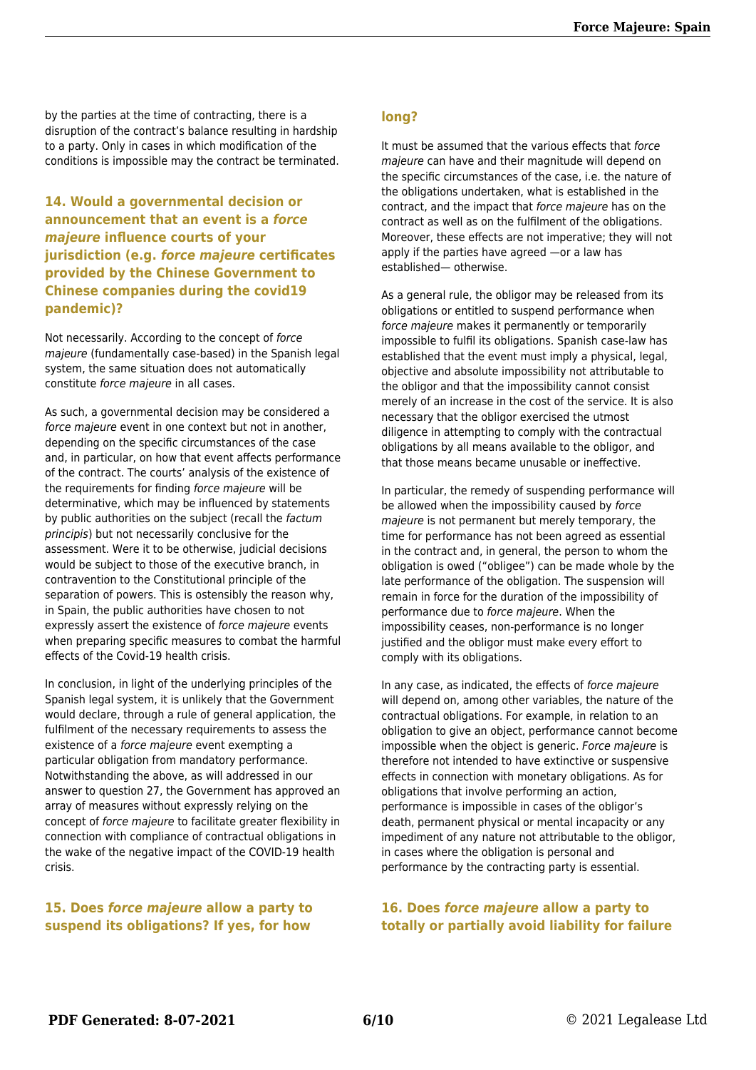by the parties at the time of contracting, there is a disruption of the contract's balance resulting in hardship to a party. Only in cases in which modification of the conditions is impossible may the contract be terminated.

## 14. Would a governmental decision or announcement that an event is a *force majeure* influence courts of your jurisdiction (e.g. *force majeure* certificates provided by the Chinese Government to Chinese companies during the covid19 pandemic)?

Not necessarily. According to the concept of *force majeure* (fundamentally case-based) in the Spanish legal system, the same situation does not automatically constitute *force majeure* in all cases.

As such, a governmental decision may be considered a *force majeure* event in one context but not in another, depending on the specific circumstances of the case and, in particular, on how that event affects performance of the contract. The courts' analysis of the existence of the requirements for finding *force majeure* will be determinative, which may be influenced by statements by public authorities on the subject (recall the *factum principis*) but not necessarily conclusive for the assessment. Were it to be otherwise, judicial decisions would be subject to those of the executive branch, in contravention to the Constitutional principle of the separation of powers. This is ostensibly the reason why, in Spain, the public authorities have chosen to not expressly assert the existence of *force majeure* events when preparing specific measures to combat the harmful effects of the Covid-19 health crisis.

In conclusion, in light of the underlying principles of the Spanish legal system, it is unlikely that the Government would declare, through a rule of general application, the fulfilment of the necessary requirements to assess the existence of a *force majeure* event exempting a particular obligation from mandatory performance. Notwithstanding the above, as will addressed in our answer to question 27, the Government has approved an array of measures without expressly relying on the concept of *force majeure* to facilitate greater flexibility in connection with compliance of contractual obligations in the wake of the negative impact of the COVID-19 health crisis.

## 15. Does *force majeure* allow a party to suspend its obligations? If yes, for how long?

It must be assumed that the various effects that *force majeure* can have and their magnitude will depend on the specific circumstances of the case, i.e. the nature of the obligations undertaken, what is established in the contract, and the impact that *force majeure* has on the contract as well as on the fulfilment of the obligations. Moreover, these effects are not imperative; they will not apply if the parties have agreed —or a law has established— otherwise.

As a general rule, the obligor may be released from its obligations or entitled to suspend performance when *force majeure* makes it permanently or temporarily impossible to fulfil its obligations. Spanish case-law has established that the event must imply a physical, legal, objective and absolute impossibility not attributable to the obligor and that the impossibility cannot consist merely of an increase in the cost of the service. It is also necessary that the obligor exercised the utmost diligence in attempting to comply with the contractual obligations by all means available to the obligor, and that those means became unusable or ineffective.

In particular, the remedy of suspending performance will be allowed when the impossibility caused by *force majeure* is not permanent but merely temporary, the time for performance has not been agreed as essential in the contract and, in general, the person to whom the obligation is owed ("obligee") can be made whole by the late performance of the obligation. The suspension will remain in force for the duration of the impossibility of performance due to *force majeure*. When the impossibility ceases, non-performance is no longer justified and the obligor must make every effort to comply with its obligations.

In any case, as indicated, the effects of *force majeure* will depend on, among other variables, the nature of the contractual obligations. For example, in relation to an obligation to give an object, performance cannot become impossible when the object is generic. *Force majeure* is therefore not intended to have extinctive or suspensive effects in connection with monetary obligations. As for obligations that involve performing an action, performance is impossible in cases of the obligor's death, permanent physical or mental incapacity or any impediment of any nature not attributable to the obligor, in cases where the obligation is personal and performance by the contracting party is essential.

## 16. Does *force majeure* allow a party to totally or partially avoid liability for failure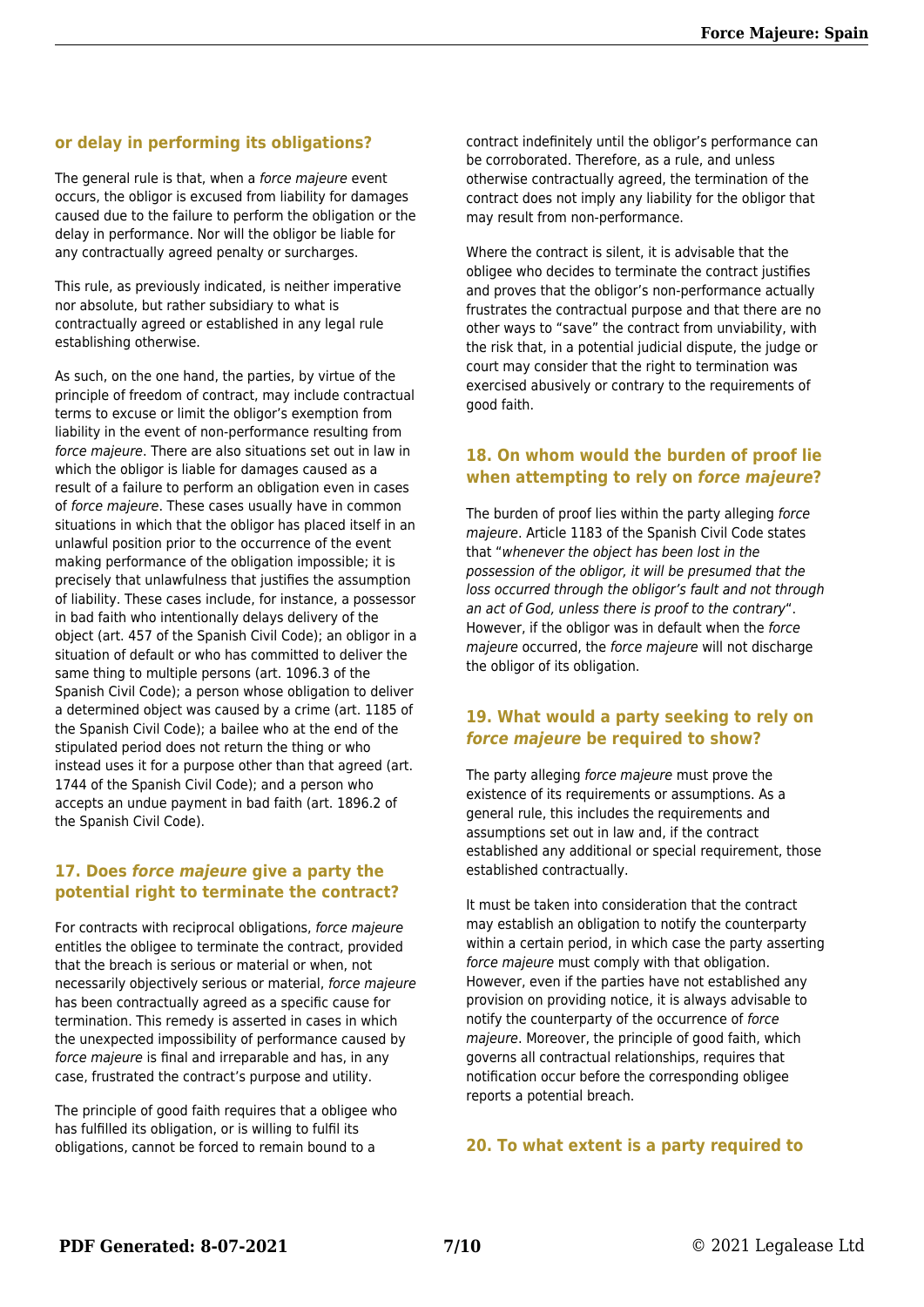## or delay in performing its obligations?

The general rule is that, when a *force majeure* event occurs, the obligor is excused from liability for damages caused due to the failure to perform the obligation or the delay in performance. Nor will the obligor be liable for any contractually agreed penalty or surcharges.

This rule, as previously indicated, is neither imperative nor absolute, but rather subsidiary to what is contractually agreed or established in any legal rule establishing otherwise.

As such, on the one hand, the parties, by virtue of the principle of freedom of contract, may include contractual terms to excuse or limit the obligor's exemption from liability in the event of non-performance resulting from *force majeure*. There are also situations set out in law in which the obligor is liable for damages caused as a result of a failure to perform an obligation even in cases of *force majeure*. These cases usually have in common situations in which that the obligor has placed itself in an unlawful position prior to the occurrence of the event making performance of the obligation impossible; it is precisely that unlawfulness that justifies the assumption of liability. These cases include, for instance, a possessor in bad faith who intentionally delays delivery of the object (art. 457 of the Spanish Civil Code); an obligor in a situation of default or who has committed to deliver the same thing to multiple persons (art. 1096.3 of the Spanish Civil Code); a person whose obligation to deliver a determined object was caused by a crime (art. 1185 of the Spanish Civil Code); a bailee who at the end of the stipulated period does not return the thing or who instead uses it for a purpose other than that agreed (art. 1744 of the Spanish Civil Code); and a person who accepts an undue payment in bad faith (art. 1896.2 of the Spanish Civil Code).

## 17. Does *force majeure* give a party the potential right to terminate the contract?

For contracts with reciprocal obligations, *force majeure* entitles the obligee to terminate the contract, provided that the breach is serious or material or when, not necessarily objectively serious or material, *force majeure* has been contractually agreed as a specific cause for termination. This remedy is asserted in cases in which the unexpected impossibility of performance caused by *force majeure* is final and irreparable and has, in any case, frustrated the contract's purpose and utility.

The principle of good faith requires that a obligee who has fulfilled its obligation, or is willing to fulfil its obligations, cannot be forced to remain bound to a contract indefinitely until the obligor's performance can be corroborated. Therefore, as a rule, and unless otherwise contractually agreed, the termination of the contract does not imply any liability for the obligor that may result from non-performance.

Where the contract is silent, it is advisable that the obligee who decides to terminate the contract justifies and proves that the obligor's non-performance actually frustrates the contractual purpose and that there are no other ways to "save" the contract from unviability, with the risk that, in a potential judicial dispute, the judge or court may consider that the right to termination was exercised abusively or contrary to the requirements of good faith.

## 18. On whom would the burden of proof lie when attempting to rely on *force majeure*?

The burden of proof lies within the party alleging *force majeure*. Article 1183 of the Spanish Civil Code states that "*whenever the object has been lost in the possession of the obligor, it will be presumed that the loss occurred through the obligor's fault and not through an act of God, unless there is proof to the contrary*". However, if the obligor was in default when the *force majeure* occurred, the *force majeure* will not discharge the obligor of its obligation.

## 19. What would a party seeking to rely on *force majeure* be required to show?

The party alleging *force majeure* must prove the existence of its requirements or assumptions. As a general rule, this includes the requirements and assumptions set out in law and, if the contract established any additional or special requirement, those established contractually.

It must be taken into consideration that the contract may establish an obligation to notify the counterparty within a certain period, in which case the party asserting *force majeure* must comply with that obligation. However, even if the parties have not established any provision on providing notice, it is always advisable to notify the counterparty of the occurrence of *force majeure*. Moreover, the principle of good faith, which governs all contractual relationships, requires that notification occur before the corresponding obligee reports a potential breach.

## 20. To what extent is a party required to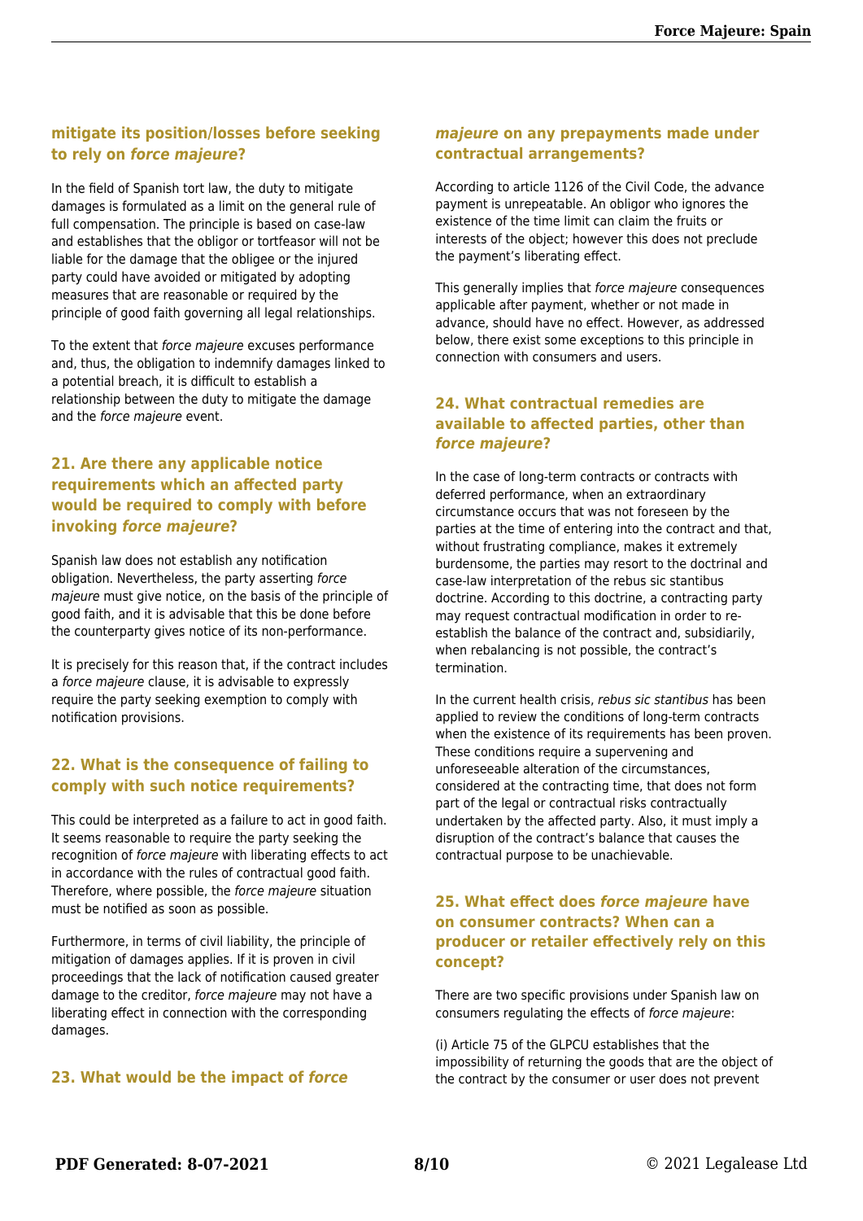## mitigate its position/losses before seeking to rely on *force majeure*?

In the field of Spanish tort law, the duty to mitigate damages is formulated as a limit on the general rule of full compensation. The principle is based on case-law and establishes that the obligor or tortfeasor will not be liable for the damage that the obligee or the injured party could have avoided or mitigated by adopting measures that are reasonable or required by the principle of good faith governing all legal relationships.

To the extent that *force majeure* excuses performance and, thus, the obligation to indemnify damages linked to a potential breach, it is difficult to establish a relationship between the duty to mitigate the damage and the *force majeure* event.

## 21. Are there any applicable notice requirements which an affected party would be required to comply with before invoking *force majeure*?

Spanish law does not establish any notification obligation. Nevertheless, the party asserting *force majeure* must give notice, on the basis of the principle of good faith, and it is advisable that this be done before the counterparty gives notice of its non-performance.

It is precisely for this reason that, if the contract includes a *force majeure* clause, it is advisable to expressly require the party seeking exemption to comply with notification provisions.

## 22. What is the consequence of failing to comply with such notice requirements?

This could be interpreted as a failure to act in good faith. It seems reasonable to require the party seeking the recognition of *force majeure* with liberating effects to act in accordance with the rules of contractual good faith. Therefore, where possible, the *force majeure* situation must be notified as soon as possible.

Furthermore, in terms of civil liability, the principle of mitigation of damages applies. If it is proven in civil proceedings that the lack of notification caused greater damage to the creditor, *force majeure* may not have a liberating effect in connection with the corresponding damages.

## 23. What would be the impact of *force majeure* on any prepayments made under contractual arrangements?

According to article 1126 of the Civil Code, the advance payment is unrepeatable. An obligor who ignores the existence of the time limit can claim the fruits or interests of the object; however this does not preclude the payment's liberating effect.

This generally implies that *force majeure* consequences applicable after payment, whether or not made in advance, should have no effect. However, as addressed below, there exist some exceptions to this principle in connection with consumers and users.

## 24. What contractual remedies are available to affected parties, other than *force majeure*?

In the case of long-term contracts or contracts with deferred performance, when an extraordinary circumstance occurs that was not foreseen by the parties at the time of entering into the contract and that, without frustrating compliance, makes it extremely burdensome, the parties may resort to the doctrinal and case-law interpretation of the rebus sic stantibus doctrine. According to this doctrine, a contracting party may request contractual modification in order to re-establish the balance of the contract and, subsidiarily, when rebalancing is not possible, the contract's termination.

In the current health crisis, *rebus sic stantibus* has been applied to review the conditions of long-term contracts when the existence of its requirements has been proven. These conditions require a supervening and unforeseeable alteration of the circumstances, considered at the contracting time, that does not form part of the legal or contractual risks contractually undertaken by the affected party. Also, it must imply a disruption of the contract's balance that causes the contractual purpose to be unachievable.

## 25. What effect does *force majeure* have on consumer contracts? When can a producer or retailer effectively rely on this concept?

There are two specific provisions under Spanish law on consumers regulating the effects of *force majeure*:

(i) Article 75 of the GLPCU establishes that the impossibility of returning the goods that are the object of the contract by the consumer or user does not prevent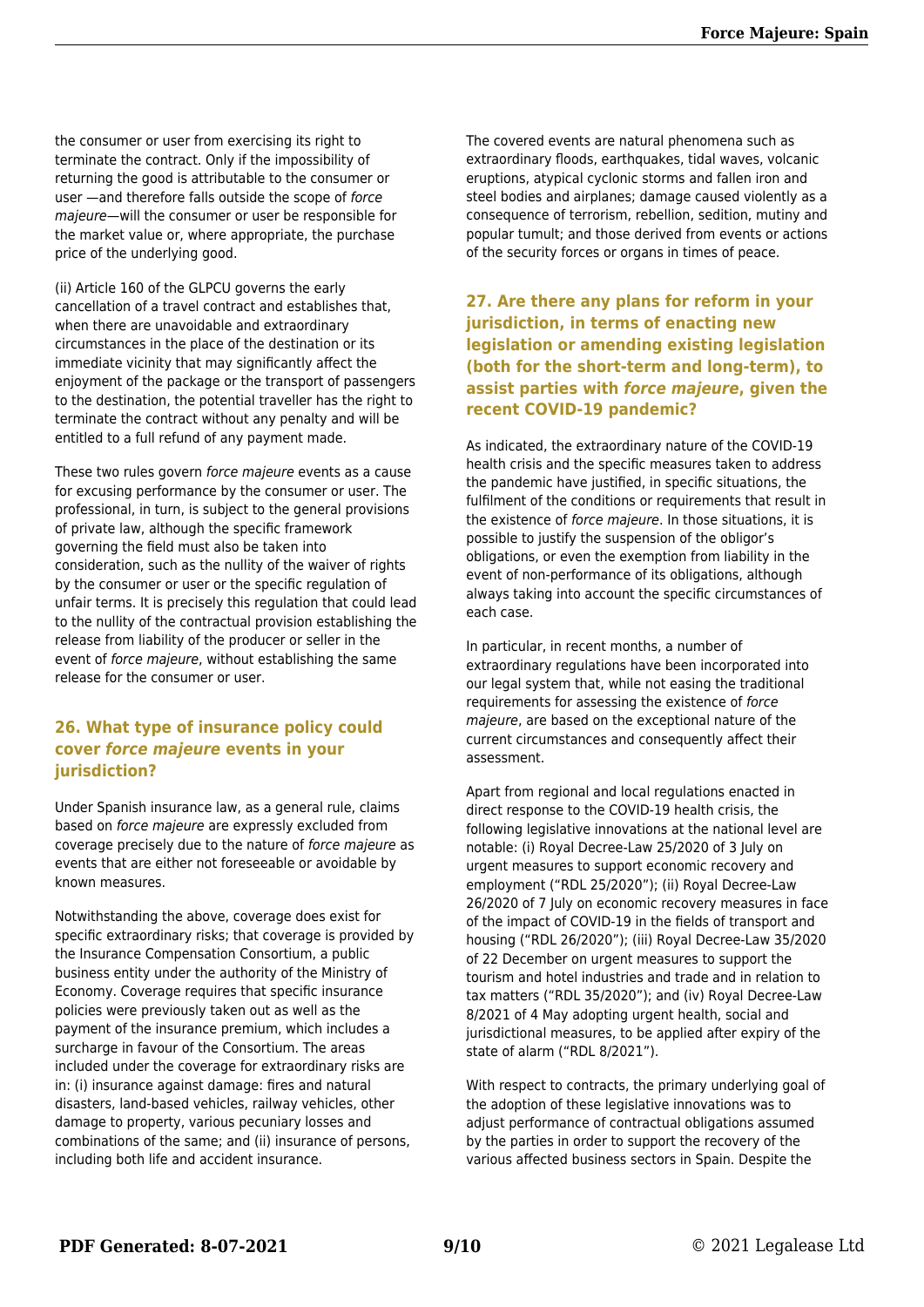the consumer or user from exercising its right to terminate the contract. Only if the impossibility of returning the good is attributable to the consumer or user —and therefore falls outside the scope of *force majeure*—will the consumer or user be responsible for the market value or, where appropriate, the purchase price of the underlying good.

(ii) Article 160 of the GLPCU governs the early cancellation of a travel contract and establishes that, when there are unavoidable and extraordinary circumstances in the place of the destination or its immediate vicinity that may significantly affect the enjoyment of the package or the transport of passengers to the destination, the potential traveller has the right to terminate the contract without any penalty and will be entitled to a full refund of any payment made.

These two rules govern *force majeure* events as a cause for excusing performance by the consumer or user. The professional, in turn, is subject to the general provisions of private law, although the specific framework governing the field must also be taken into consideration, such as the nullity of the waiver of rights by the consumer or user or the specific regulation of unfair terms. It is precisely this regulation that could lead to the nullity of the contractual provision establishing the release from liability of the producer or seller in the event of *force majeure*, without establishing the same release for the consumer or user.

## 26. What type of insurance policy could cover *force majeure* events in your jurisdiction?

Under Spanish insurance law, as a general rule, claims based on *force majeure* are expressly excluded from coverage precisely due to the nature of *force majeure* as events that are either not foreseeable or avoidable by known measures.

Notwithstanding the above, coverage does exist for specific extraordinary risks; that coverage is provided by the Insurance Compensation Consortium, a public business entity under the authority of the Ministry of Economy. Coverage requires that specific insurance policies were previously taken out as well as the payment of the insurance premium, which includes a surcharge in favour of the Consortium. The areas included under the coverage for extraordinary risks are in: (i) insurance against damage: fires and natural disasters, land-based vehicles, railway vehicles, other damage to property, various pecuniary losses and combinations of the same; and (ii) insurance of persons, including both life and accident insurance.

The covered events are natural phenomena such as extraordinary floods, earthquakes, tidal waves, volcanic eruptions, atypical cyclonic storms and fallen iron and steel bodies and airplanes; damage caused violently as a consequence of terrorism, rebellion, sedition, mutiny and popular tumult; and those derived from events or actions of the security forces or organs in times of peace.

## 27. Are there any plans for reform in your jurisdiction, in terms of enacting new legislation or amending existing legislation (both for the short-term and long-term), to assist parties with *force majeure*, given the recent COVID-19 pandemic?

As indicated, the extraordinary nature of the COVID-19 health crisis and the specific measures taken to address the pandemic have justified, in specific situations, the fulfilment of the conditions or requirements that result in the existence of *force majeure*. In those situations, it is possible to justify the suspension of the obligor's obligations, or even the exemption from liability in the event of non-performance of its obligations, although always taking into account the specific circumstances of each case.

In particular, in recent months, a number of extraordinary regulations have been incorporated into our legal system that, while not easing the traditional requirements for assessing the existence of *force majeure*, are based on the exceptional nature of the current circumstances and consequently affect their assessment.

Apart from regional and local regulations enacted in direct response to the COVID-19 health crisis, the following legislative innovations at the national level are notable: (i) Royal Decree-Law 25/2020 of 3 July on urgent measures to support economic recovery and employment ("RDL 25/2020"); (ii) Royal Decree-Law 26/2020 of 7 July on economic recovery measures in face of the impact of COVID-19 in the fields of transport and housing ("RDL 26/2020"); (iii) Royal Decree-Law 35/2020 of 22 December on urgent measures to support the tourism and hotel industries and trade and in relation to tax matters ("RDL 35/2020"); and (iv) Royal Decree-Law 8/2021 of 4 May adopting urgent health, social and jurisdictional measures, to be applied after expiry of the state of alarm ("RDL 8/2021").

With respect to contracts, the primary underlying goal of the adoption of these legislative innovations was to adjust performance of contractual obligations assumed by the parties in order to support the recovery of the various affected business sectors in Spain. Despite the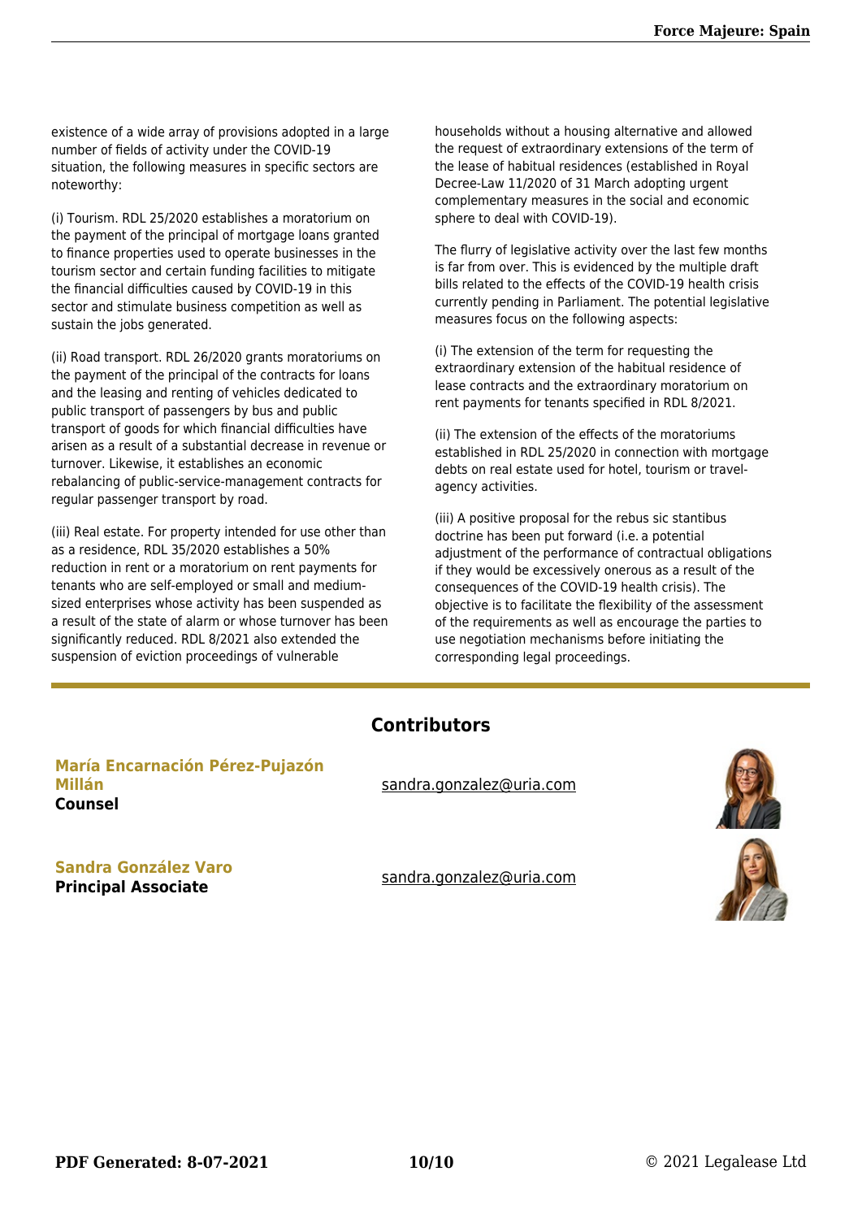existence of a wide array of provisions adopted in a large number of fields of activity under the COVID-19 situation, the following measures in specific sectors are noteworthy:

(i) Tourism. RDL 25/2020 establishes a moratorium on the payment of the principal of mortgage loans granted to finance properties used to operate businesses in the tourism sector and certain funding facilities to mitigate the financial difficulties caused by COVID-19 in this sector and stimulate business competition as well as sustain the jobs generated.

(ii) Road transport. RDL 26/2020 grants moratoriums on the payment of the principal of the contracts for loans and the leasing and renting of vehicles dedicated to public transport of passengers by bus and public transport of goods for which financial difficulties have arisen as a result of a substantial decrease in revenue or turnover. Likewise, it establishes an economic rebalancing of public-service-management contracts for regular passenger transport by road.

(iii) Real estate. For property intended for use other than as a residence, RDL 35/2020 establishes a 50% reduction in rent or a moratorium on rent payments for tenants who are self-employed or small and medium-sized enterprises whose activity has been suspended as a result of the state of alarm or whose turnover has been significantly reduced. RDL 8/2021 also extended the suspension of eviction proceedings of vulnerable households without a housing alternative and allowed the request of extraordinary extensions of the term of the lease of habitual residences (established in Royal Decree-Law 11/2020 of 31 March adopting urgent complementary measures in the social and economic sphere to deal with COVID-19).

The flurry of legislative activity over the last few months is far from over. This is evidenced by the multiple draft bills related to the effects of the COVID-19 health crisis currently pending in Parliament. The potential legislative measures focus on the following aspects:

(i) The extension of the term for requesting the extraordinary extension of the habitual residence of lease contracts and the extraordinary moratorium on rent payments for tenants specified in RDL 8/2021.

(ii) The extension of the effects of the moratoriums established in RDL 25/2020 in connection with mortgage debts on real estate used for hotel, tourism or travel-agency activities.

(iii) A positive proposal for the rebus sic stantibus doctrine has been put forward (i.e. a potential adjustment of the performance of contractual obligations if they would be excessively onerous as a result of the consequences of the COVID-19 health crisis). The objective is to facilitate the flexibility of the assessment of the requirements as well as encourage the parties to use negotiation mechanisms before initiating the corresponding legal proceedings.

## Contributors

**María Encarnación Pérez-Pujazón Millán**
**Counsel**

sandra.gonzalez@uria.com

**Sandra González Varo**
**Principal Associate**

sandra.gonzalez@uria.com